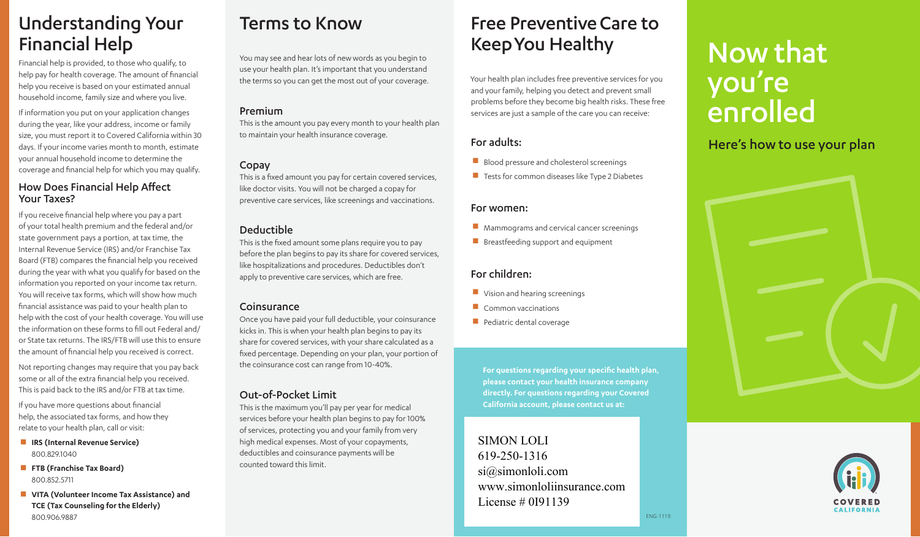# Understanding Your Financial Help

Financial help is provided, to those who qualify, to help pay for health coverage. The amount of financial help you receive is based on your estimated annual household income, family size and where you live.

If information you put on your application changes during the year, like your address, income or family size, you must report it to Covered California within 30 days. If your income varies month to month, estimate your annual household income to determine the coverage and financial help for which you may qualify.

## How Does Financial Help Affect Your Taxes?

If you receive financial help where you pay a part of your total health premium and the federal and/or state government pays a portion, at tax time, the Internal Revenue Service (IRS) and/or Franchise Tax Board (FTB) compares the financial help you received during the year with what you qualify for based on the information you reported on your income tax return. You will receive tax forms, which will show how much financial assistance was paid to your health plan to help with the cost of your health coverage. You will use the information on these forms to fill out Federal and/or State tax returns. The IRS/FTB will use this to ensure the amount of financial help you received is correct.

Not reporting changes may require that you pay back some or all of the extra financial help you received. This is paid back to the IRS and/or FTB at tax time.

If you have more questions about financial help, the associated tax forms, and how they relate to your health plan, call or visit:

- **IRS (Internal Revenue Service)**
  800.829.1040
- **FTB (Franchise Tax Board)**
  800.852.5711
- **VITA (Volunteer Income Tax Assistance) and TCE (Tax Counseling for the Elderly)**
  800.906.9887

# Terms to Know

You may see and hear lots of new words as you begin to use your health plan. It's important that you understand the terms so you can get the most out of your coverage.

### Premium

This is the amount you pay every month to your health plan to maintain your health insurance coverage.

### Copay

This is a fixed amount you pay for certain covered services, like doctor visits. You will not be charged a copay for preventive care services, like screenings and vaccinations.

### Deductible

This is the fixed amount some plans require you to pay before the plan begins to pay its share for covered services, like hospitalizations and procedures. Deductibles don't apply to preventive care services, which are free.

### Coinsurance

Once you have paid your full deductible, your coinsurance kicks in. This is when your health plan begins to pay its share for covered services, with your share calculated as a fixed percentage. Depending on your plan, your portion of the coinsurance cost can range from 10-40%.

### Out-of-Pocket Limit

This is the maximum you'll pay per year for medical services before your health plan begins to pay for 100% of services, protecting you and your family from very high medical expenses. Most of your copayments, deductibles and coinsurance payments will be counted toward this limit.

# Free Preventive Care to Keep You Healthy

Your health plan includes free preventive services for you and your family, helping you detect and prevent small problems before they become big health risks. These free services are just a sample of the care you can receive:

### For adults:

- Blood pressure and cholesterol screenings
- Tests for common diseases like Type 2 Diabetes

### For women:

- Mammograms and cervical cancer screenings
- Breastfeeding support and equipment

### For children:

- Vision and hearing screenings
- Common vaccinations
- Pediatric dental coverage

**For questions regarding your specific health plan, please contact your health insurance company directly. For questions regarding your Covered California account, please contact us at:**

SIMON LOLI
619-250-1316
si@simonloli.com
www.simonloliinsurance.com
License # 0I91139

ENG-1119

# Now that you're enrolled

## Here's how to use your plan

COVERED CALIFORNIA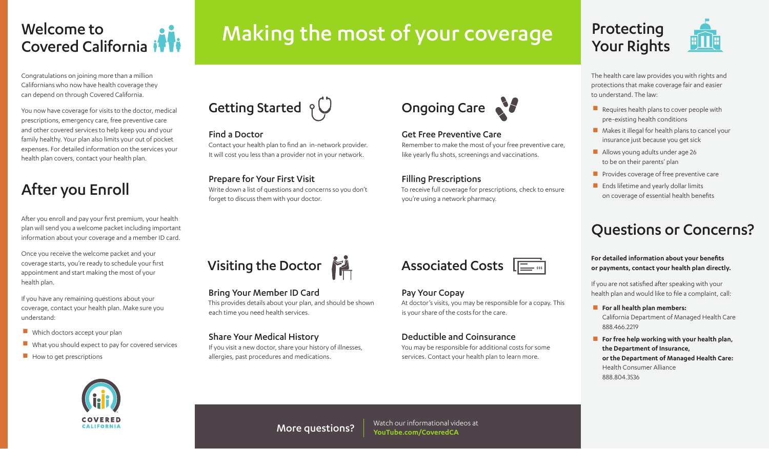## Welcome to Covered California

Congratulations on joining more than a million Californians who now have health coverage they can depend on through Covered California.

You now have coverage for visits to the doctor, medical prescriptions, emergency care, free preventive care and other covered services to help keep you and your family healthy. Your plan also limits your out of pocket expenses. For detailed information on the services your health plan covers, contact your health plan.

## After you Enroll

After you enroll and pay your first premium, your health plan will send you a welcome packet including important information about your coverage and a member ID card.

Once you receive the welcome packet and your coverage starts, you're ready to schedule your first appointment and start making the most of your health plan.

If you have any remaining questions about your coverage, contact your health plan. Make sure you understand:

- Which doctors accept your plan
- What you should expect to pay for covered services
- How to get prescriptions

COVERED CALIFORNIA

# Making the most of your coverage

## Getting Started

### Find a Doctor

Contact your health plan to find an in-network provider. It will cost you less than a provider not in your network.

### Prepare for Your First Visit

Write down a list of questions and concerns so you don't forget to discuss them with your doctor.

## Ongoing Care

### Get Free Preventive Care

Remember to make the most of your free preventive care, like yearly flu shots, screenings and vaccinations.

### Filling Prescriptions

To receive full coverage for prescriptions, check to ensure you're using a network pharmacy.

## Visiting the Doctor

### Bring Your Member ID Card

This provides details about your plan, and should be shown each time you need health services.

### Share Your Medical History

If you visit a new doctor, share your history of illnesses, allergies, past procedures and medications.

## Associated Costs

### Pay Your Copay

At doctor's visits, you may be responsible for a copay. This is your share of the costs for the care.

### Deductible and Coinsurance

You may be responsible for additional costs for some services. Contact your health plan to learn more.

**More questions?** Watch our informational videos at **YouTube.com/CoveredCA**

## Protecting Your Rights

The health care law provides you with rights and protections that make coverage fair and easier to understand. The law:

- Requires health plans to cover people with pre-existing health conditions
- Makes it illegal for health plans to cancel your insurance just because you get sick
- Allows young adults under age 26 to be on their parents' plan
- Provides coverage of free preventive care
- Ends lifetime and yearly dollar limits on coverage of essential health benefits

## Questions or Concerns?

**For detailed information about your benefits or payments, contact your health plan directly.**

If you are not satisfied after speaking with your health plan and would like to file a complaint, call:

- **For all health plan members:** California Department of Managed Health Care 888.466.2219
- **For free help working with your health plan, the Department of Insurance, or the Department of Managed Health Care:** Health Consumer Alliance 888.804.3536